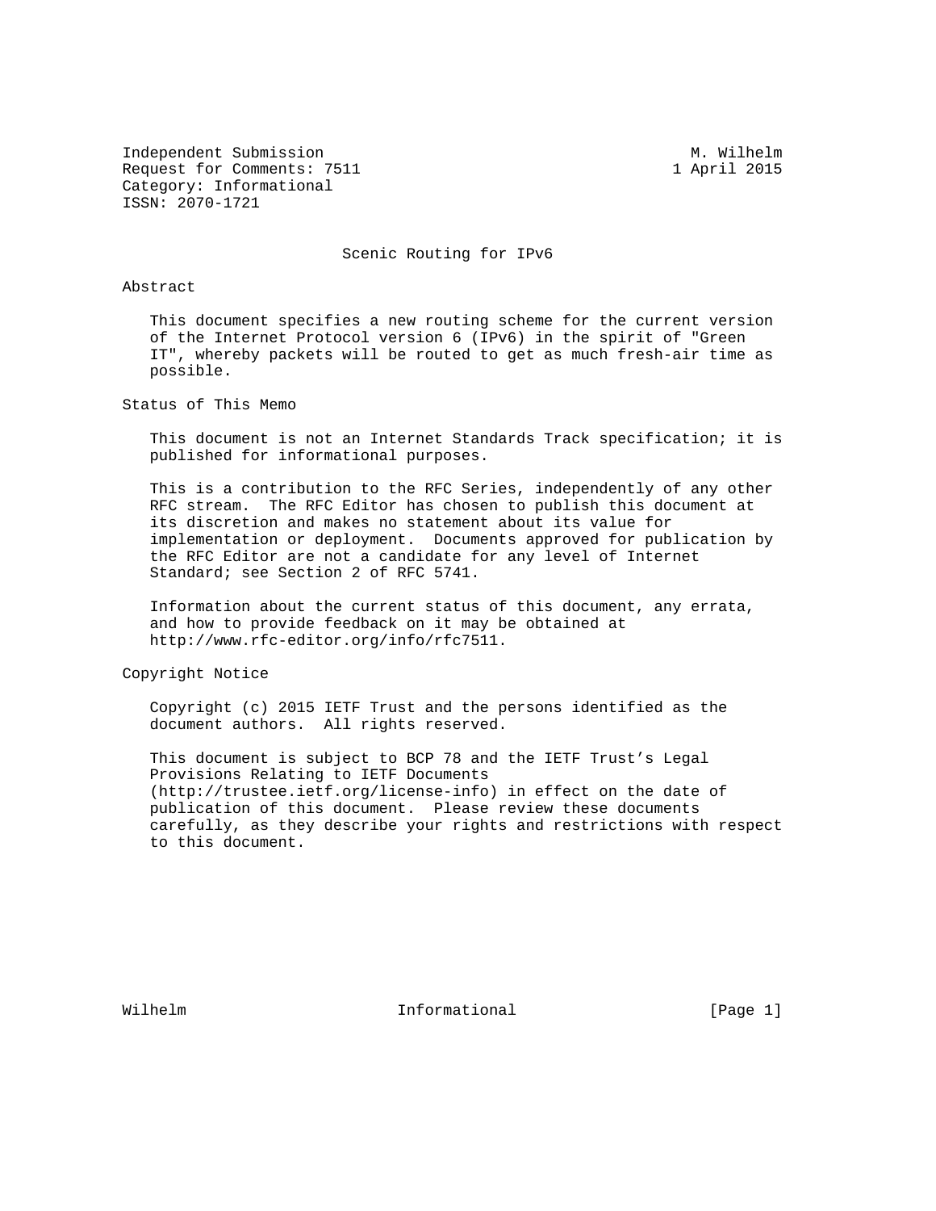Independent Submission M. Wilhelm
Request for Comments: 7511 1 April 2015
Category: Informational
ISSN: 2070-1721

# Scenic Routing for IPv6

## Abstract

This document specifies a new routing scheme for the current version of the Internet Protocol version 6 (IPv6) in the spirit of "Green IT", whereby packets will be routed to get as much fresh-air time as possible.

## Status of This Memo

This document is not an Internet Standards Track specification; it is published for informational purposes.

This is a contribution to the RFC Series, independently of any other RFC stream. The RFC Editor has chosen to publish this document at its discretion and makes no statement about its value for implementation or deployment. Documents approved for publication by the RFC Editor are not a candidate for any level of Internet Standard; see Section 2 of RFC 5741.

Information about the current status of this document, any errata, and how to provide feedback on it may be obtained at http://www.rfc-editor.org/info/rfc7511.

## Copyright Notice

Copyright (c) 2015 IETF Trust and the persons identified as the document authors. All rights reserved.

This document is subject to BCP 78 and the IETF Trust's Legal Provisions Relating to IETF Documents (http://trustee.ietf.org/license-info) in effect on the date of publication of this document. Please review these documents carefully, as they describe your rights and restrictions with respect to this document.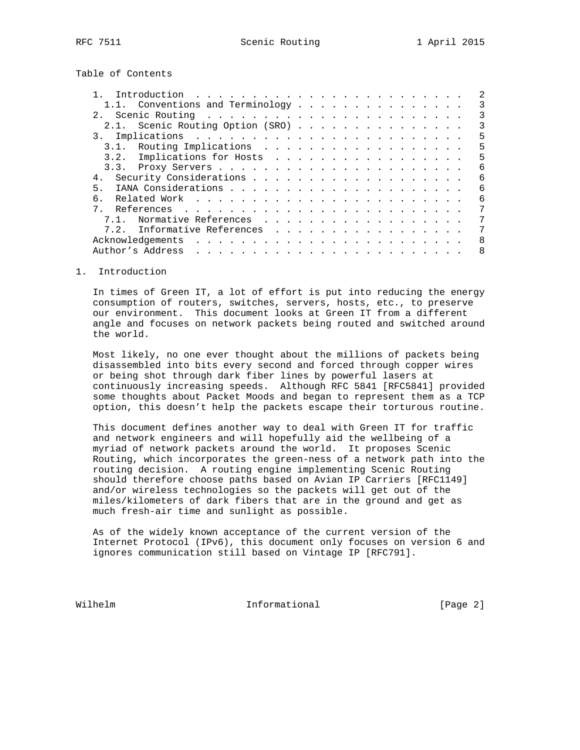Table of Contents

- 1. Introduction . . . . . . . . . . . . . . . . . . . . . . . . . 2
  - 1.1. Conventions and Terminology . . . . . . . . . . . . . . . . 3
- 2. Scenic Routing . . . . . . . . . . . . . . . . . . . . . . . . 3
  - 2.1. Scenic Routing Option (SRO) . . . . . . . . . . . . . . . . 3
- 3. Implications . . . . . . . . . . . . . . . . . . . . . . . . . 5
  - 3.1. Routing Implications . . . . . . . . . . . . . . . . . . . 5
  - 3.2. Implications for Hosts . . . . . . . . . . . . . . . . . . 5
  - 3.3. Proxy Servers . . . . . . . . . . . . . . . . . . . . . . . 6
- 4. Security Considerations . . . . . . . . . . . . . . . . . . . . 6
- 5. IANA Considerations . . . . . . . . . . . . . . . . . . . . . . 6
- 6. Related Work . . . . . . . . . . . . . . . . . . . . . . . . . 6
- 7. References . . . . . . . . . . . . . . . . . . . . . . . . . . 7
  - 7.1. Normative References . . . . . . . . . . . . . . . . . . . 7
  - 7.2. Informative References . . . . . . . . . . . . . . . . . . 7
- Acknowledgements . . . . . . . . . . . . . . . . . . . . . . . . 8
- Author's Address . . . . . . . . . . . . . . . . . . . . . . . . 8

# 1. Introduction

In times of Green IT, a lot of effort is put into reducing the energy consumption of routers, switches, servers, hosts, etc., to preserve our environment. This document looks at Green IT from a different angle and focuses on network packets being routed and switched around the world.

Most likely, no one ever thought about the millions of packets being disassembled into bits every second and forced through copper wires or being shot through dark fiber lines by powerful lasers at continuously increasing speeds. Although RFC 5841 [RFC5841] provided some thoughts about Packet Moods and began to represent them as a TCP option, this doesn't help the packets escape their torturous routine.

This document defines another way to deal with Green IT for traffic and network engineers and will hopefully aid the wellbeing of a myriad of network packets around the world. It proposes Scenic Routing, which incorporates the green-ness of a network path into the routing decision. A routing engine implementing Scenic Routing should therefore choose paths based on Avian IP Carriers [RFC1149] and/or wireless technologies so the packets will get out of the miles/kilometers of dark fibers that are in the ground and get as much fresh-air time and sunlight as possible.

As of the widely known acceptance of the current version of the Internet Protocol (IPv6), this document only focuses on version 6 and ignores communication still based on Vintage IP [RFC791].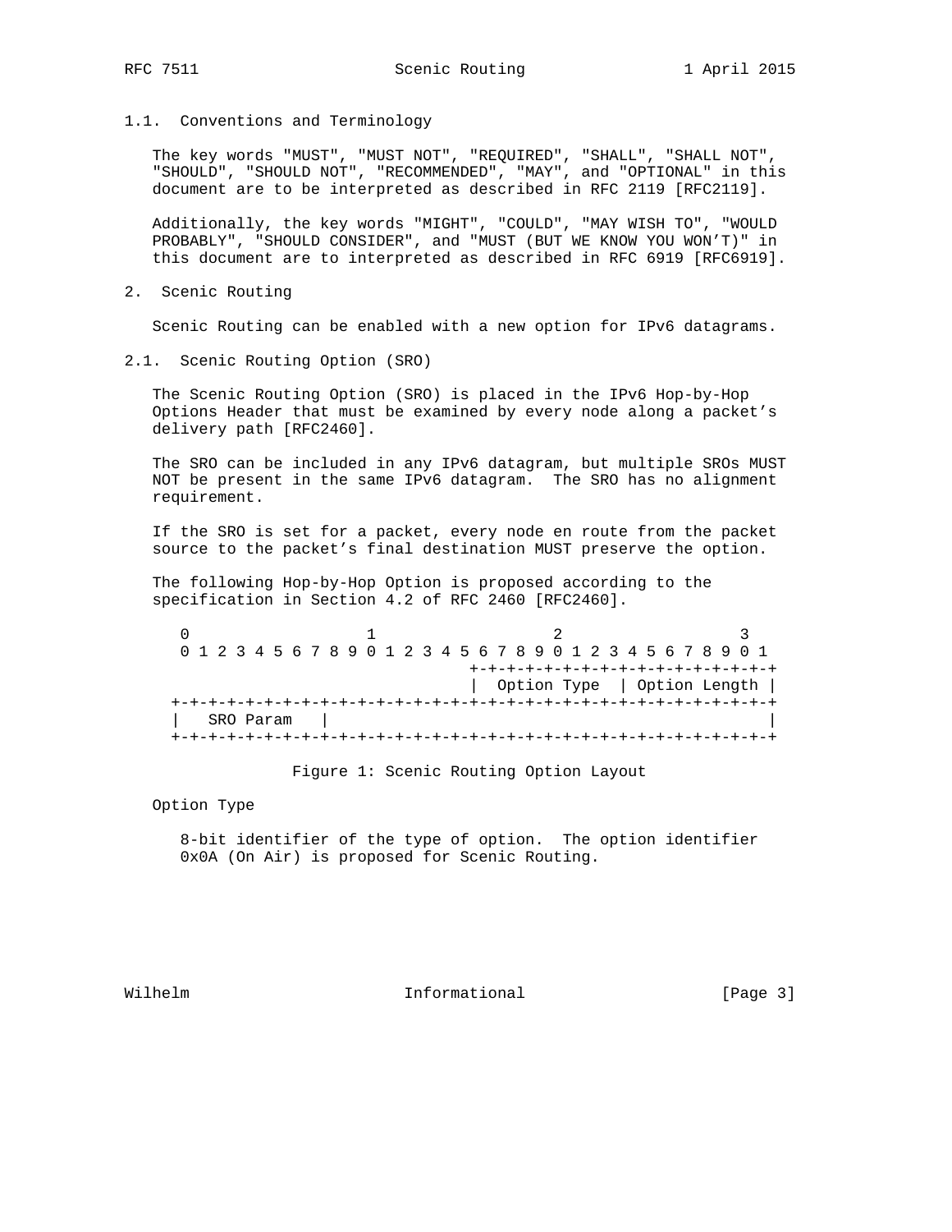### 1.1. Conventions and Terminology

The key words "MUST", "MUST NOT", "REQUIRED", "SHALL", "SHALL NOT", "SHOULD", "SHOULD NOT", "RECOMMENDED", "MAY", and "OPTIONAL" in this document are to be interpreted as described in RFC 2119 [RFC2119].

Additionally, the key words "MIGHT", "COULD", "MAY WISH TO", "WOULD PROBABLY", "SHOULD CONSIDER", and "MUST (BUT WE KNOW YOU WON'T)" in this document are to interpreted as described in RFC 6919 [RFC6919].

## 2. Scenic Routing

Scenic Routing can be enabled with a new option for IPv6 datagrams.

### 2.1. Scenic Routing Option (SRO)

The Scenic Routing Option (SRO) is placed in the IPv6 Hop-by-Hop Options Header that must be examined by every node along a packet's delivery path [RFC2460].

The SRO can be included in any IPv6 datagram, but multiple SROs MUST NOT be present in the same IPv6 datagram. The SRO has no alignment requirement.

If the SRO is set for a packet, every node en route from the packet source to the packet's final destination MUST preserve the option.

The following Hop-by-Hop Option is proposed according to the specification in Section 4.2 of RFC 2460 [RFC2460].

```
 0                   1                   2                   3
 0 1 2 3 4 5 6 7 8 9 0 1 2 3 4 5 6 7 8 9 0 1 2 3 4 5 6 7 8 9 0 1
                                +-+-+-+-+-+-+-+-+-+-+-+-+-+-+-+-+
                                |  Option Type  | Option Length |
+-+-+-+-+-+-+-+-+-+-+-+-+-+-+-+-+-+-+-+-+-+-+-+-+-+-+-+-+-+-+-+-+
|   SRO Param   |                                               |
+-+-+-+-+-+-+-+-+-+-+-+-+-+-+-+-+-+-+-+-+-+-+-+-+-+-+-+-+-+-+-+-+
```

Figure 1: Scenic Routing Option Layout

Option Type

8-bit identifier of the type of option. The option identifier 0x0A (On Air) is proposed for Scenic Routing.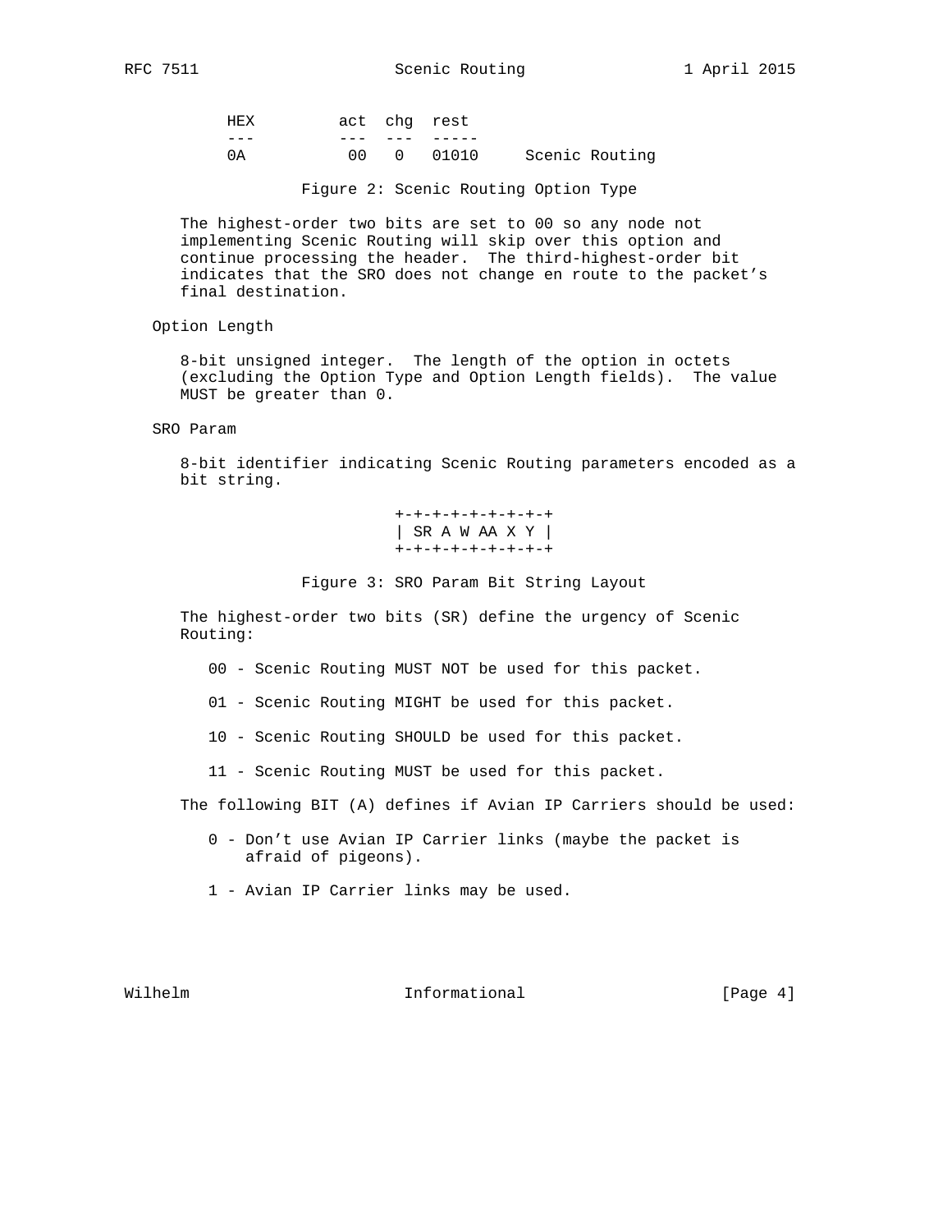```
HEX         act  chg  rest
---         ---  ---  -----
0A           00   0   01010     Scenic Routing
```

Figure 2: Scenic Routing Option Type

The highest-order two bits are set to 00 so any node not implementing Scenic Routing will skip over this option and continue processing the header. The third-highest-order bit indicates that the SRO does not change en route to the packet's final destination.

Option Length

8-bit unsigned integer. The length of the option in octets (excluding the Option Type and Option Length fields). The value MUST be greater than 0.

SRO Param

8-bit identifier indicating Scenic Routing parameters encoded as a bit string.

```
+-+-+-+-+-+-+-+-+
| SR A W AA X Y |
+-+-+-+-+-+-+-+-+
```

Figure 3: SRO Param Bit String Layout

The highest-order two bits (SR) define the urgency of Scenic Routing:

00 - Scenic Routing MUST NOT be used for this packet.

01 - Scenic Routing MIGHT be used for this packet.

10 - Scenic Routing SHOULD be used for this packet.

11 - Scenic Routing MUST be used for this packet.

The following BIT (A) defines if Avian IP Carriers should be used:

0 - Don't use Avian IP Carrier links (maybe the packet is afraid of pigeons).

1 - Avian IP Carrier links may be used.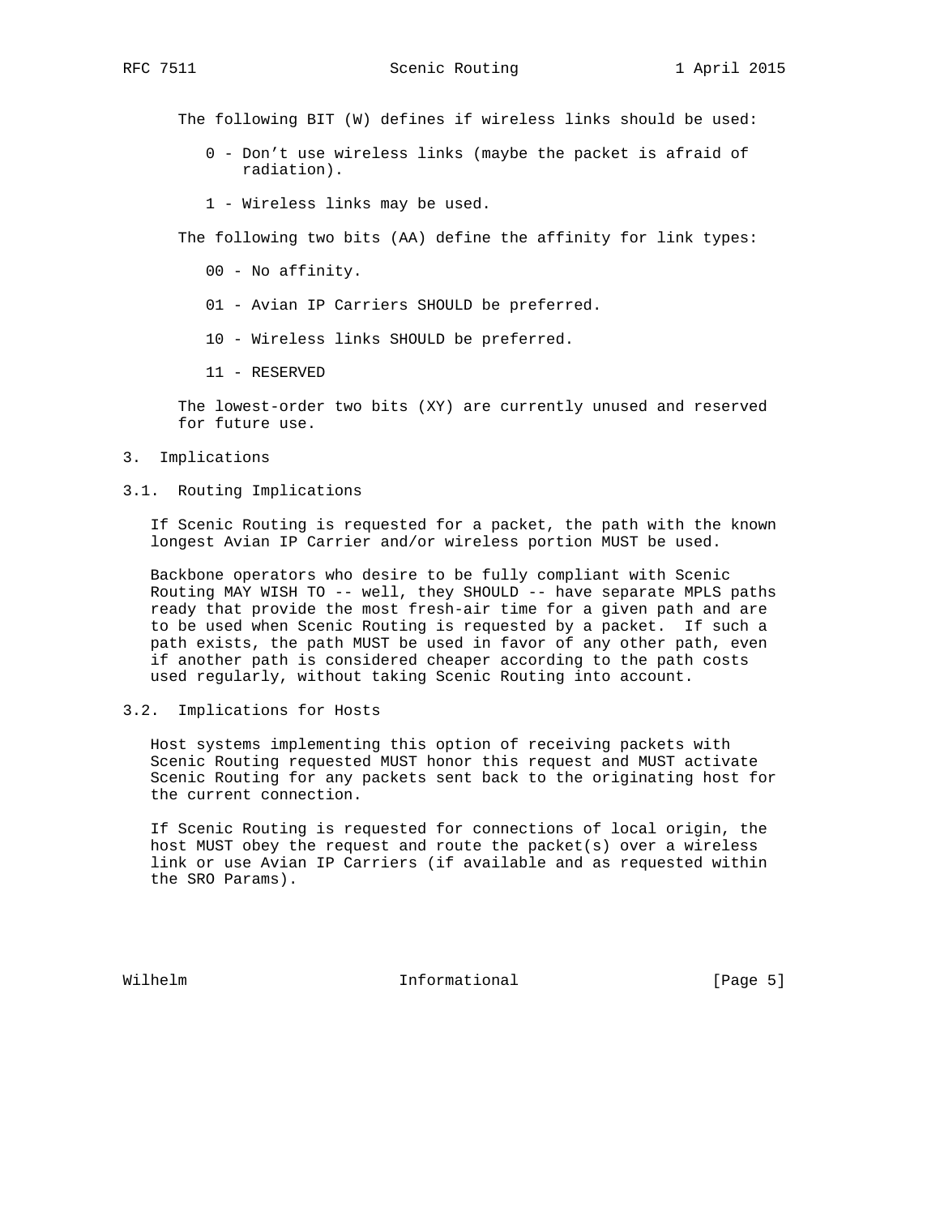The following BIT (W) defines if wireless links should be used:

- 0 - Don't use wireless links (maybe the packet is afraid of radiation).
- 1 - Wireless links may be used.

The following two bits (AA) define the affinity for link types:

- 00 - No affinity.
- 01 - Avian IP Carriers SHOULD be preferred.
- 10 - Wireless links SHOULD be preferred.
- 11 - RESERVED

The lowest-order two bits (XY) are currently unused and reserved for future use.

## 3. Implications

### 3.1. Routing Implications

If Scenic Routing is requested for a packet, the path with the known longest Avian IP Carrier and/or wireless portion MUST be used.

Backbone operators who desire to be fully compliant with Scenic Routing MAY WISH TO -- well, they SHOULD -- have separate MPLS paths ready that provide the most fresh-air time for a given path and are to be used when Scenic Routing is requested by a packet. If such a path exists, the path MUST be used in favor of any other path, even if another path is considered cheaper according to the path costs used regularly, without taking Scenic Routing into account.

### 3.2. Implications for Hosts

Host systems implementing this option of receiving packets with Scenic Routing requested MUST honor this request and MUST activate Scenic Routing for any packets sent back to the originating host for the current connection.

If Scenic Routing is requested for connections of local origin, the host MUST obey the request and route the packet(s) over a wireless link or use Avian IP Carriers (if available and as requested within the SRO Params).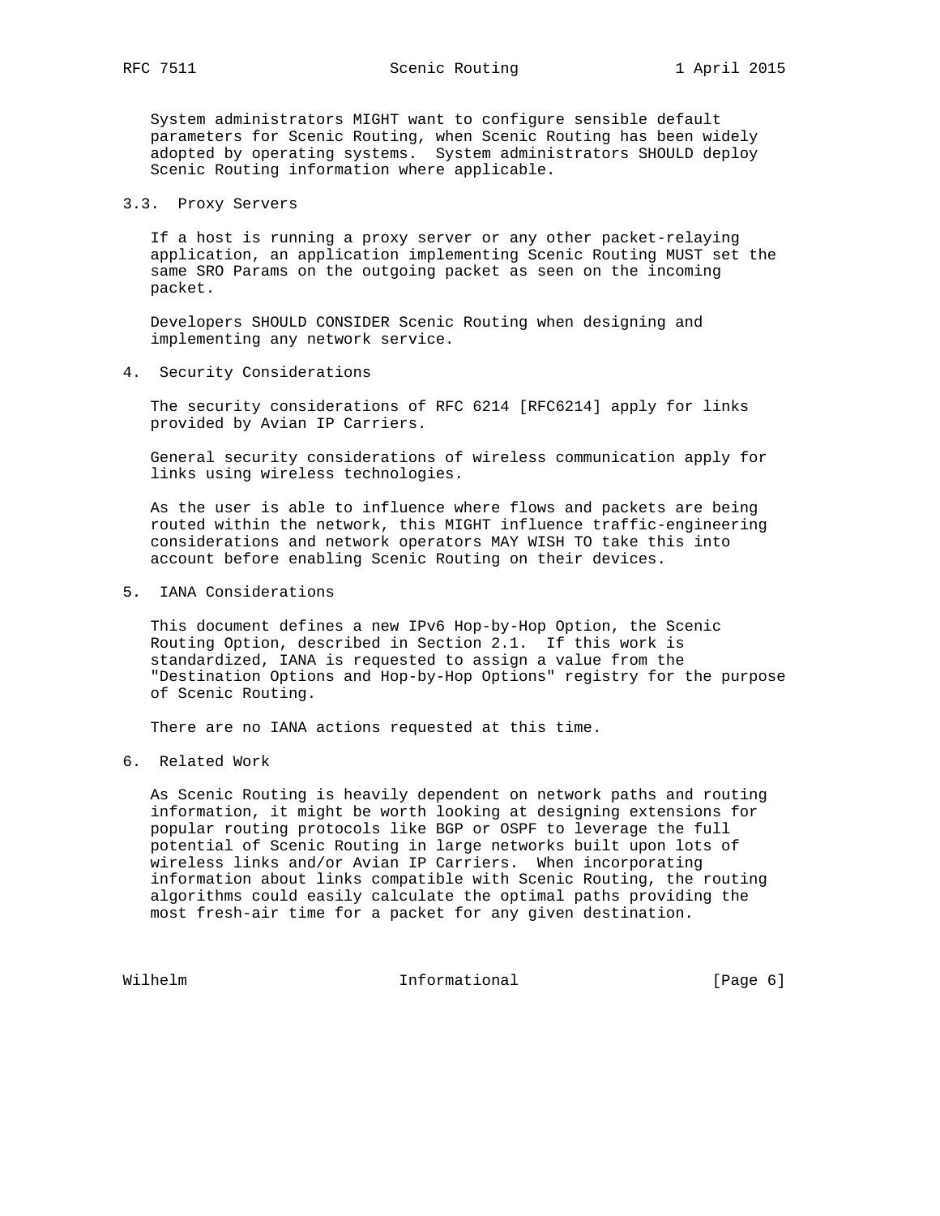System administrators MIGHT want to configure sensible default parameters for Scenic Routing, when Scenic Routing has been widely adopted by operating systems. System administrators SHOULD deploy Scenic Routing information where applicable.

### 3.3. Proxy Servers

If a host is running a proxy server or any other packet-relaying application, an application implementing Scenic Routing MUST set the same SRO Params on the outgoing packet as seen on the incoming packet.

Developers SHOULD CONSIDER Scenic Routing when designing and implementing any network service.

## 4. Security Considerations

The security considerations of RFC 6214 [RFC6214] apply for links provided by Avian IP Carriers.

General security considerations of wireless communication apply for links using wireless technologies.

As the user is able to influence where flows and packets are being routed within the network, this MIGHT influence traffic-engineering considerations and network operators MAY WISH TO take this into account before enabling Scenic Routing on their devices.

## 5. IANA Considerations

This document defines a new IPv6 Hop-by-Hop Option, the Scenic Routing Option, described in Section 2.1. If this work is standardized, IANA is requested to assign a value from the "Destination Options and Hop-by-Hop Options" registry for the purpose of Scenic Routing.

There are no IANA actions requested at this time.

## 6. Related Work

As Scenic Routing is heavily dependent on network paths and routing information, it might be worth looking at designing extensions for popular routing protocols like BGP or OSPF to leverage the full potential of Scenic Routing in large networks built upon lots of wireless links and/or Avian IP Carriers. When incorporating information about links compatible with Scenic Routing, the routing algorithms could easily calculate the optimal paths providing the most fresh-air time for a packet for any given destination.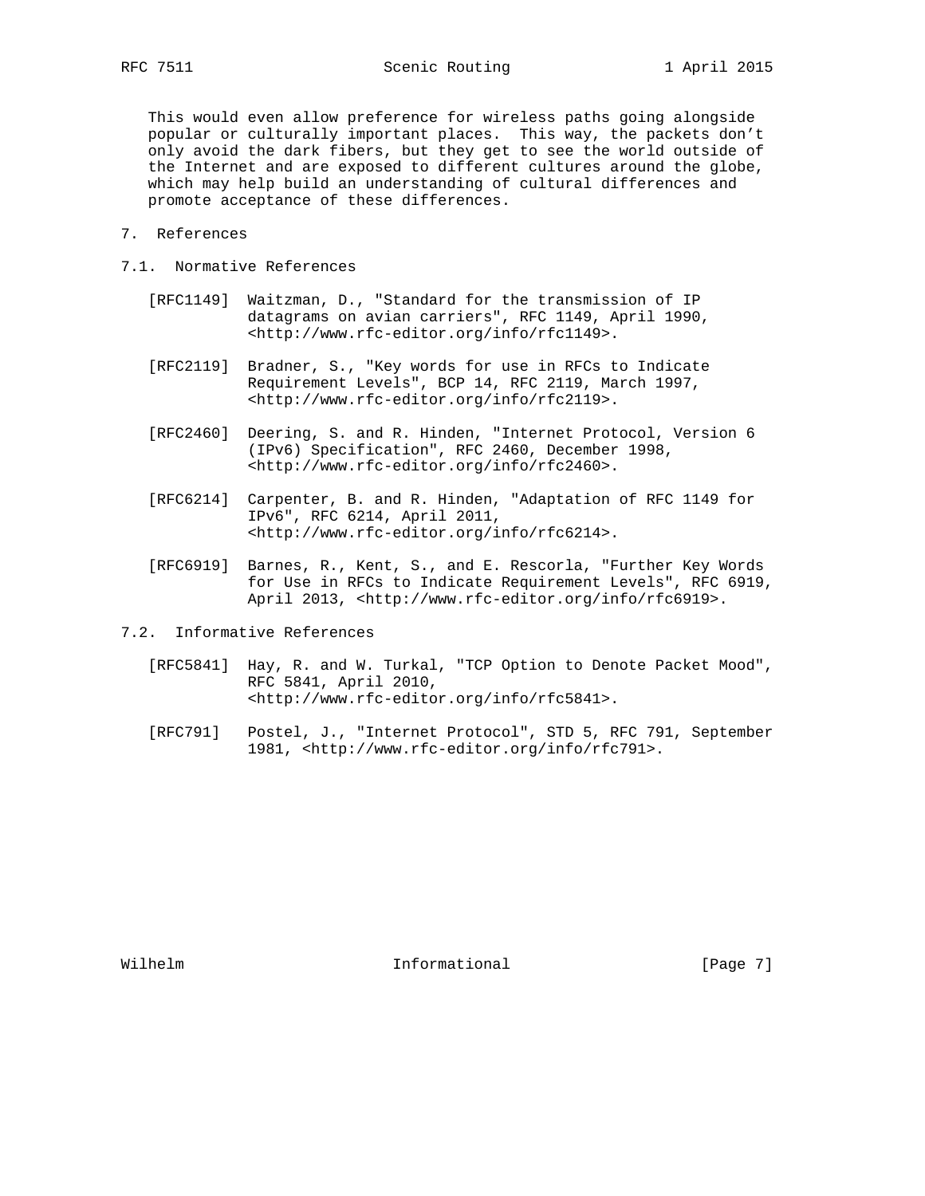This would even allow preference for wireless paths going alongside popular or culturally important places. This way, the packets don't only avoid the dark fibers, but they get to see the world outside of the Internet and are exposed to different cultures around the globe, which may help build an understanding of cultural differences and promote acceptance of these differences.

## 7. References

### 7.1. Normative References

[RFC1149] Waitzman, D., "Standard for the transmission of IP datagrams on avian carriers", RFC 1149, April 1990, <http://www.rfc-editor.org/info/rfc1149>.

[RFC2119] Bradner, S., "Key words for use in RFCs to Indicate Requirement Levels", BCP 14, RFC 2119, March 1997, <http://www.rfc-editor.org/info/rfc2119>.

[RFC2460] Deering, S. and R. Hinden, "Internet Protocol, Version 6 (IPv6) Specification", RFC 2460, December 1998, <http://www.rfc-editor.org/info/rfc2460>.

[RFC6214] Carpenter, B. and R. Hinden, "Adaptation of RFC 1149 for IPv6", RFC 6214, April 2011, <http://www.rfc-editor.org/info/rfc6214>.

[RFC6919] Barnes, R., Kent, S., and E. Rescorla, "Further Key Words for Use in RFCs to Indicate Requirement Levels", RFC 6919, April 2013, <http://www.rfc-editor.org/info/rfc6919>.

### 7.2. Informative References

[RFC5841] Hay, R. and W. Turkal, "TCP Option to Denote Packet Mood", RFC 5841, April 2010, <http://www.rfc-editor.org/info/rfc5841>.

[RFC791] Postel, J., "Internet Protocol", STD 5, RFC 791, September 1981, <http://www.rfc-editor.org/info/rfc791>.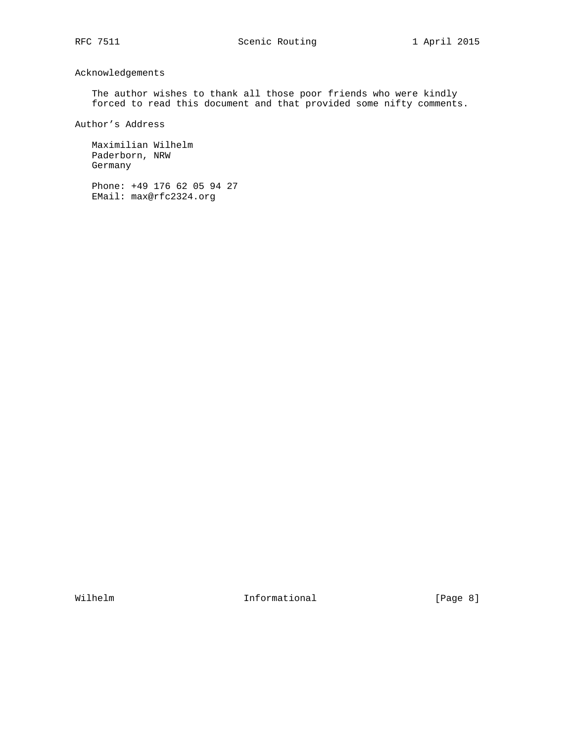## Acknowledgements

The author wishes to thank all those poor friends who were kindly forced to read this document and that provided some nifty comments.

## Author's Address

Maximilian Wilhelm
Paderborn, NRW
Germany

Phone: +49 176 62 05 94 27
EMail: max@rfc2324.org